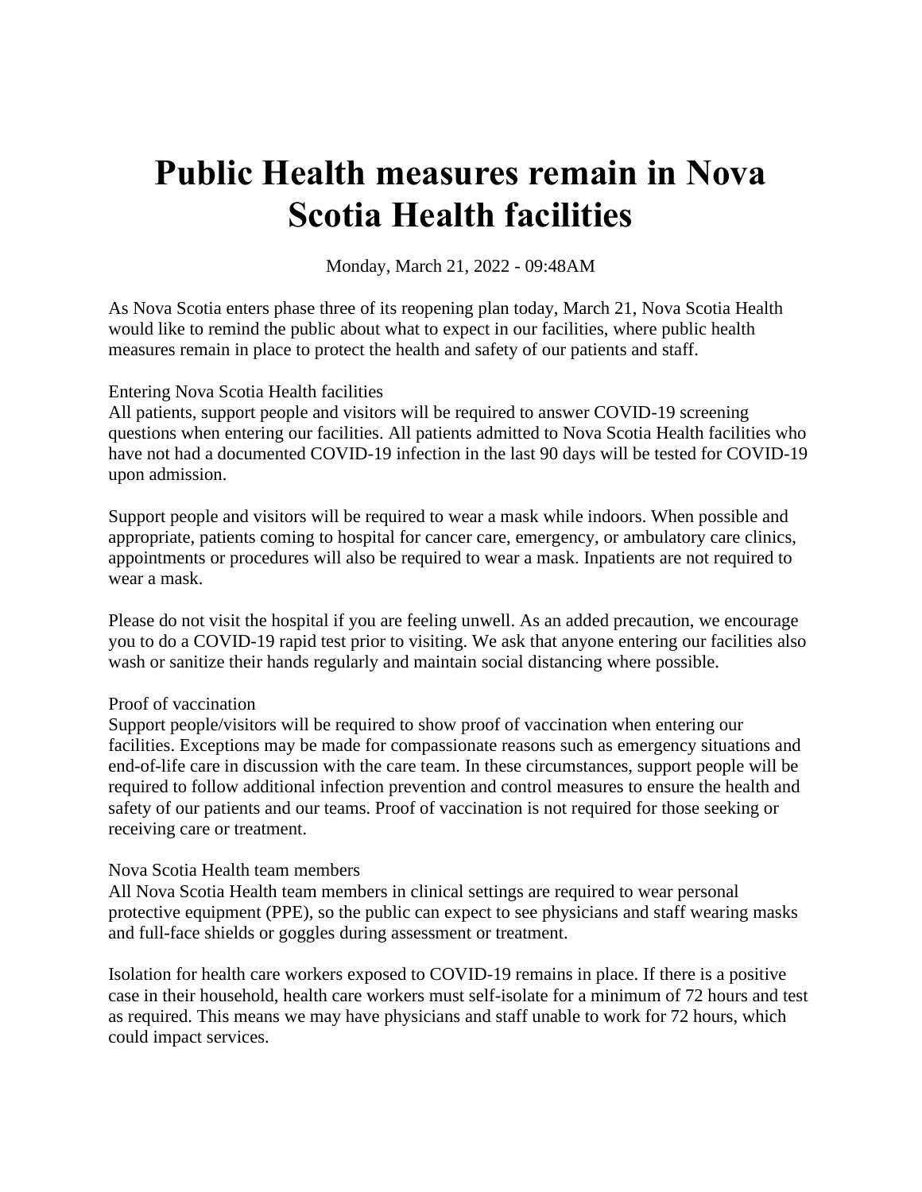# Public Health measures remain in Nova Scotia Health facilities

Monday, March 21, 2022 - 09:48AM

As Nova Scotia enters phase three of its reopening plan today, March 21, Nova Scotia Health would like to remind the public about what to expect in our facilities, where public health measures remain in place to protect the health and safety of our patients and staff.

Entering Nova Scotia Health facilities
All patients, support people and visitors will be required to answer COVID-19 screening questions when entering our facilities. All patients admitted to Nova Scotia Health facilities who have not had a documented COVID-19 infection in the last 90 days will be tested for COVID-19 upon admission.

Support people and visitors will be required to wear a mask while indoors. When possible and appropriate, patients coming to hospital for cancer care, emergency, or ambulatory care clinics, appointments or procedures will also be required to wear a mask. Inpatients are not required to wear a mask.

Please do not visit the hospital if you are feeling unwell. As an added precaution, we encourage you to do a COVID-19 rapid test prior to visiting. We ask that anyone entering our facilities also wash or sanitize their hands regularly and maintain social distancing where possible.

Proof of vaccination
Support people/visitors will be required to show proof of vaccination when entering our facilities. Exceptions may be made for compassionate reasons such as emergency situations and end-of-life care in discussion with the care team. In these circumstances, support people will be required to follow additional infection prevention and control measures to ensure the health and safety of our patients and our teams. Proof of vaccination is not required for those seeking or receiving care or treatment.

Nova Scotia Health team members
All Nova Scotia Health team members in clinical settings are required to wear personal protective equipment (PPE), so the public can expect to see physicians and staff wearing masks and full-face shields or goggles during assessment or treatment.

Isolation for health care workers exposed to COVID-19 remains in place. If there is a positive case in their household, health care workers must self-isolate for a minimum of 72 hours and test as required. This means we may have physicians and staff unable to work for 72 hours, which could impact services.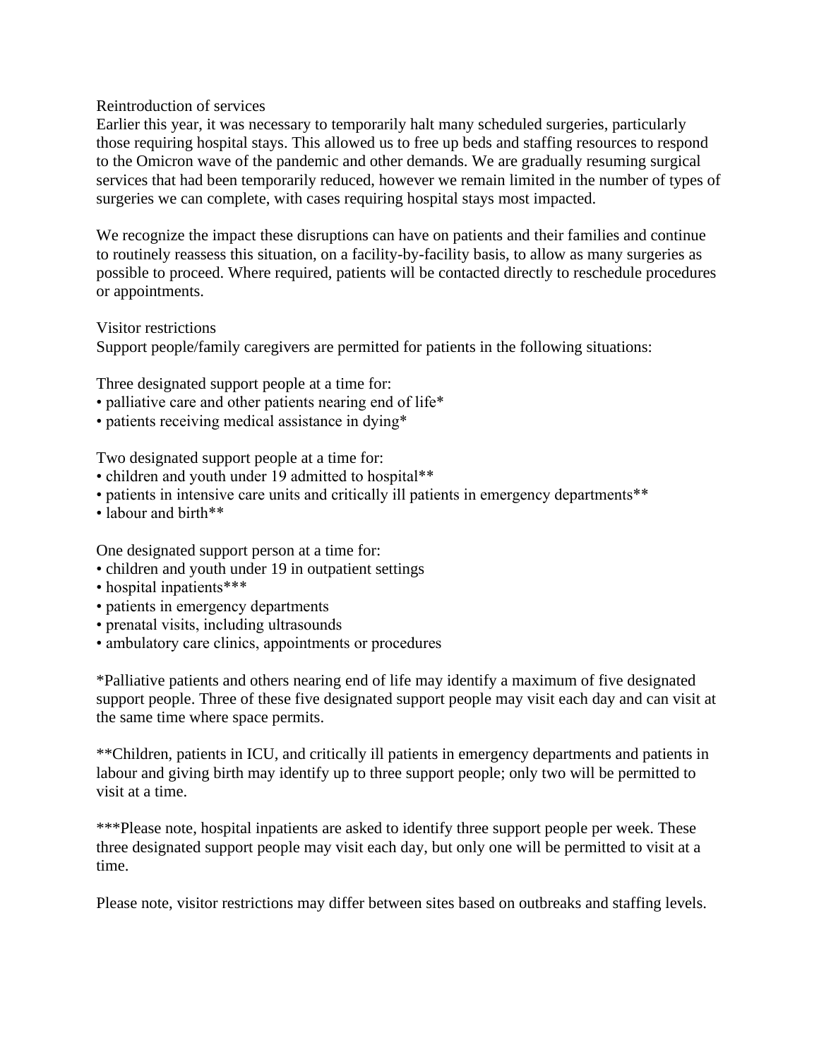## Reintroduction of services

Earlier this year, it was necessary to temporarily halt many scheduled surgeries, particularly those requiring hospital stays. This allowed us to free up beds and staffing resources to respond to the Omicron wave of the pandemic and other demands. We are gradually resuming surgical services that had been temporarily reduced, however we remain limited in the number of types of surgeries we can complete, with cases requiring hospital stays most impacted.

We recognize the impact these disruptions can have on patients and their families and continue to routinely reassess this situation, on a facility-by-facility basis, to allow as many surgeries as possible to proceed. Where required, patients will be contacted directly to reschedule procedures or appointments.

## Visitor restrictions

Support people/family caregivers are permitted for patients in the following situations:

Three designated support people at a time for:

- palliative care and other patients nearing end of life*
- patients receiving medical assistance in dying*

Two designated support people at a time for:

- children and youth under 19 admitted to hospital**
- patients in intensive care units and critically ill patients in emergency departments**
- labour and birth**

One designated support person at a time for:

- children and youth under 19 in outpatient settings
- hospital inpatients***
- patients in emergency departments
- prenatal visits, including ultrasounds
- ambulatory care clinics, appointments or procedures

*Palliative patients and others nearing end of life may identify a maximum of five designated support people. Three of these five designated support people may visit each day and can visit at the same time where space permits.

**Children, patients in ICU, and critically ill patients in emergency departments and patients in labour and giving birth may identify up to three support people; only two will be permitted to visit at a time.

***Please note, hospital inpatients are asked to identify three support people per week. These three designated support people may visit each day, but only one will be permitted to visit at a time.

Please note, visitor restrictions may differ between sites based on outbreaks and staffing levels.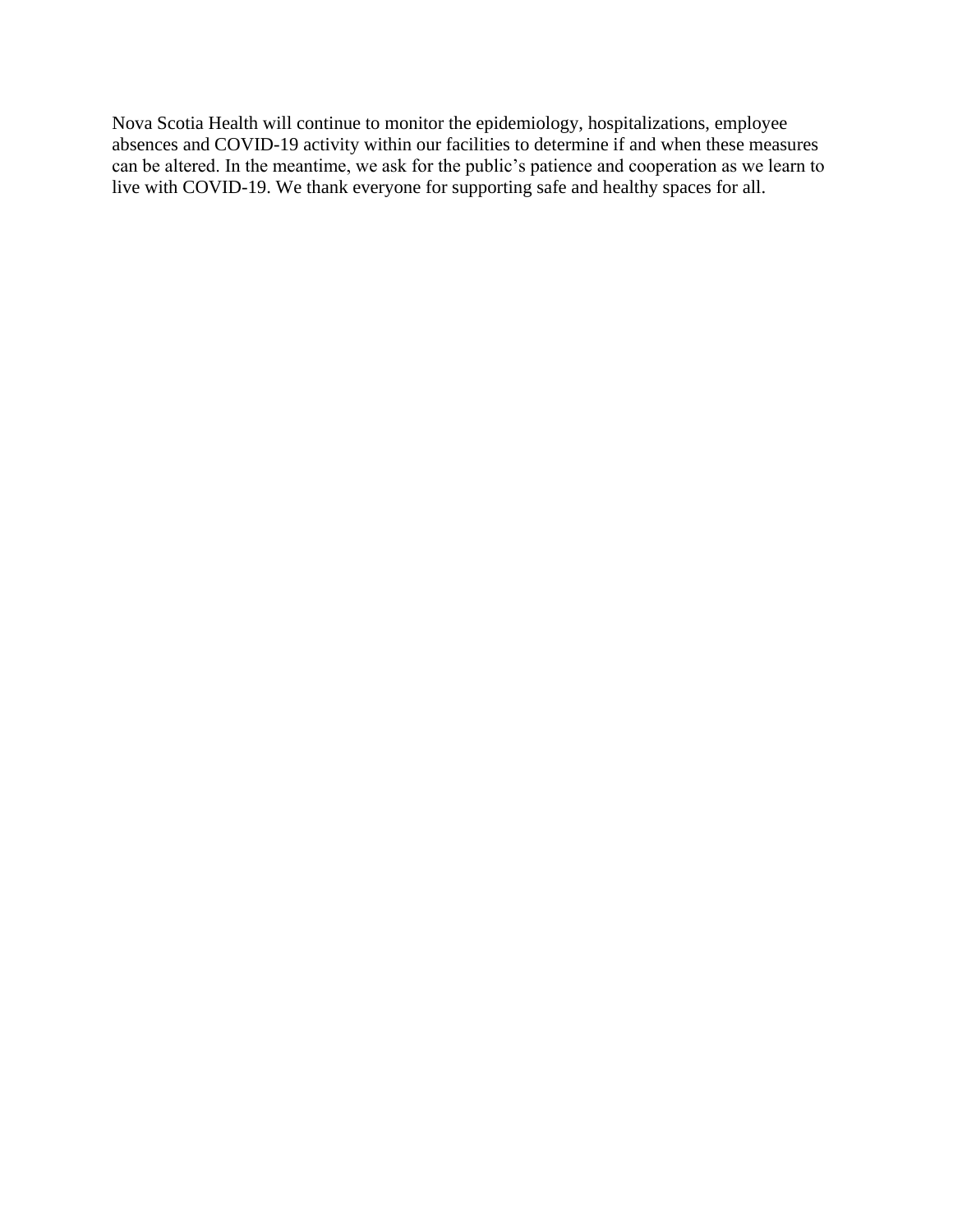Nova Scotia Health will continue to monitor the epidemiology, hospitalizations, employee absences and COVID-19 activity within our facilities to determine if and when these measures can be altered. In the meantime, we ask for the public's patience and cooperation as we learn to live with COVID-19. We thank everyone for supporting safe and healthy spaces for all.